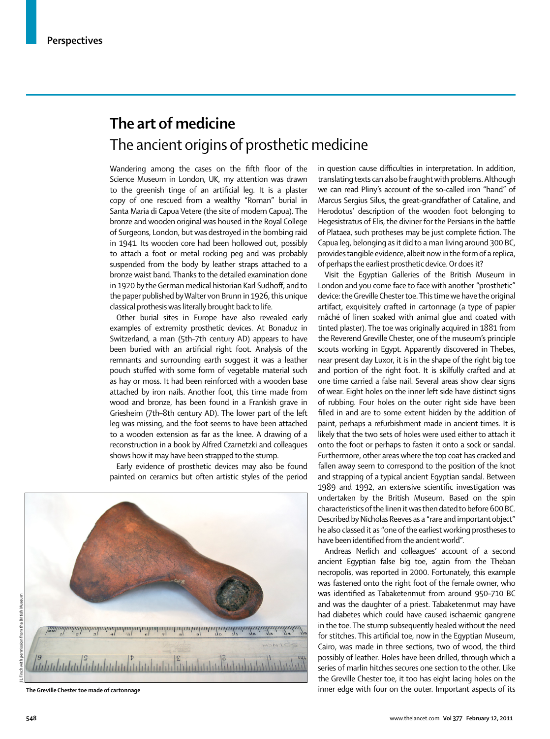# The art of medicine

## The ancient origins of prosthetic medicine

Wandering among the cases on the fifth floor of the Science Museum in London, UK, my attention was drawn to the greenish tinge of an artificial leg. It is a plaster copy of one rescued from a wealthy "Roman" burial in Santa Maria di Capua Vetere (the site of modern Capua). The bronze and wooden original was housed in the Royal College of Surgeons, London, but was destroyed in the bombing raid in 1941. Its wooden core had been hollowed out, possibly to attach a foot or metal rocking peg and was probably suspended from the body by leather straps attached to a bronze waist band. Thanks to the detailed examination done in 1920 by the German medical historian Karl Sudhoff, and to the paper published by Walter von Brunn in 1926, this unique classical prothesis was literally brought back to life.

Other burial sites in Europe have also revealed early examples of extremity prosthetic devices. At Bonaduz in Switzerland, a man (5th–7th century AD) appears to have been buried with an artificial right foot. Analysis of the remnants and surrounding earth suggest it was a leather pouch stuffed with some form of vegetable material such as hay or moss. It had been reinforced with a wooden base attached by iron nails. Another foot, this time made from wood and bronze, has been found in a Frankish grave in Griesheim (7th–8th century AD). The lower part of the left leg was missing, and the foot seems to have been attached to a wooden extension as far as the knee. A drawing of a reconstruction in a book by Alfred Czarnetzki and colleagues shows how it may have been strapped to the stump.

Early evidence of prosthetic devices may also be found painted on ceramics but often artistic styles of the period in question cause difficulties in interpretation. In addition, translating texts can also be fraught with problems. Although we can read Pliny's account of the so-called iron "hand" of Marcus Sergius Silus, the great-grandfather of Cataline, and Herodotus' description of the wooden foot belonging to Hegesistratus of Elis, the diviner for the Persians in the battle of Plataea, such protheses may be just complete fiction. The Capua leg, belonging as it did to a man living around 300 BC, provides tangible evidence, albeit now in the form of a replica, of perhaps the earliest prosthetic device. Or does it?

Visit the Egyptian Galleries of the British Museum in London and you come face to face with another "prosthetic" device: the Greville Chester toe. This time we have the original artifact, exquisitely crafted in cartonnage (a type of papier mâché of linen soaked with animal glue and coated with tinted plaster). The toe was originally acquired in 1881 from the Reverend Greville Chester, one of the museum's principle scouts working in Egypt. Apparently discovered in Thebes, near present day Luxor, it is in the shape of the right big toe and portion of the right foot. It is skilfully crafted and at one time carried a false nail. Several areas show clear signs of wear. Eight holes on the inner left side have distinct signs of rubbing. Four holes on the outer right side have been filled in and are to some extent hidden by the addition of paint, perhaps a refurbishment made in ancient times. It is likely that the two sets of holes were used either to attach it onto the foot or perhaps to fasten it onto a sock or sandal. Furthermore, other areas where the top coat has cracked and fallen away seem to correspond to the position of the knot and strapping of a typical ancient Egyptian sandal. Between 1989 and 1992, an extensive scientific investigation was undertaken by the British Museum. Based on the spin characteristics of the linen it was then dated to before 600 BC. Described by Nicholas Reeves as a "rare and important object" he also classed it as "one of the earliest working prostheses to have been identified from the ancient world".

The Greville Chester toe made of cartonnage

J L Finch with permission from the British Museum

Andreas Nerlich and colleagues' account of a second ancient Egyptian false big toe, again from the Theban necropolis, was reported in 2000. Fortunately, this example was fastened onto the right foot of the female owner, who was identified as Tabaketenmut from around 950–710 BC and was the daughter of a priest. Tabaketenmut may have had diabetes which could have caused ischaemic gangrene in the toe. The stump subsequently healed without the need for stitches. This artificial toe, now in the Egyptian Museum, Cairo, was made in three sections, two of wood, the third possibly of leather. Holes have been drilled, through which a series of marlin hitches secures one section to the other. Like the Greville Chester toe, it too has eight lacing holes on the inner edge with four on the outer. Important aspects of its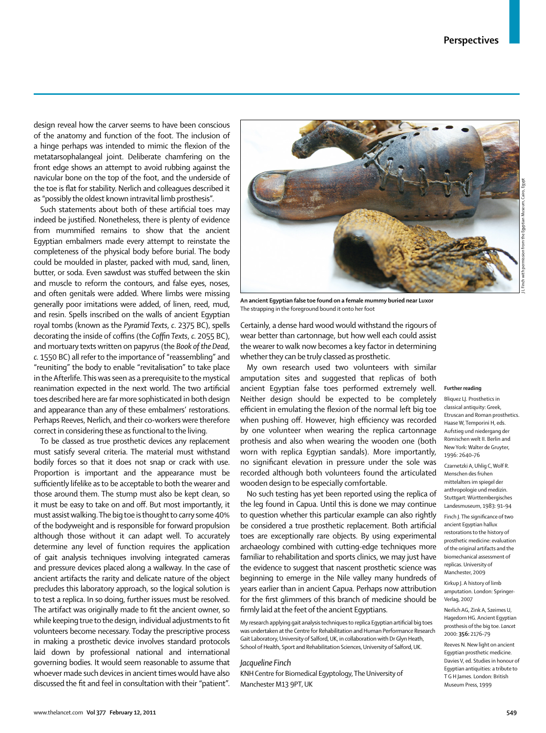design reveal how the carver seems to have been conscious of the anatomy and function of the foot. The inclusion of a hinge perhaps was intended to mimic the flexion of the metatarsophalangeal joint. Deliberate chamfering on the front edge shows an attempt to avoid rubbing against the navicular bone on the top of the foot, and the underside of the toe is flat for stability. Nerlich and colleagues described it as "possibly the oldest known intravital limb prosthesis".

Such statements about both of these artificial toes may indeed be justified. Nonetheless, there is plenty of evidence from mummified remains to show that the ancient Egyptian embalmers made every attempt to reinstate the completeness of the physical body before burial. The body could be moulded in plaster, packed with mud, sand, linen, butter, or soda. Even sawdust was stuffed between the skin and muscle to reform the contours, and false eyes, noses, and often genitals were added. Where limbs were missing generally poor imitations were added, of linen, reed, mud, and resin. Spells inscribed on the walls of ancient Egyptian royal tombs (known as the *Pyramid Texts*, *c.* 2375 BC), spells decorating the inside of coffins (the *Coffin Texts*, *c.* 2055 BC), and mortuary texts written on papyrus (the *Book of the Dead*, *c.* 1550 BC) all refer to the importance of "reassembling" and "reuniting" the body to enable "revitalisation" to take place in the Afterlife. This was seen as a prerequisite to the mystical reanimation expected in the next world. The two artificial toes described here are far more sophisticated in both design and appearance than any of these embalmers' restorations. Perhaps Reeves, Nerlich, and their co-workers were therefore correct in considering these as functional to the living.

To be classed as true prosthetic devices any replacement must satisfy several criteria. The material must withstand bodily forces so that it does not snap or crack with use. Proportion is important and the appearance must be sufficiently lifelike as to be acceptable to both the wearer and those around them. The stump must also be kept clean, so it must be easy to take on and off. But most importantly, it must assist walking. The big toe is thought to carry some 40% of the bodyweight and is responsible for forward propulsion although those without it can adapt well. To accurately determine any level of function requires the application of gait analysis techniques involving integrated cameras and pressure devices placed along a walkway. In the case of ancient artifacts the rarity and delicate nature of the object precludes this laboratory approach, so the logical solution is to test a replica. In so doing, further issues must be resolved. The artifact was originally made to fit the ancient owner, so while keeping true to the design, individual adjustments to fit volunteers become necessary. Today the prescriptive process in making a prosthetic device involves standard protocols laid down by professional national and international governing bodies. It would seem reasonable to assume that whoever made such devices in ancient times would have also discussed the fit and feel in consultation with their "patient".

**An ancient Egyptian false toe found on a female mummy buried near Luxor**
The strapping in the foreground bound it onto her foot

J L Finch with permission from the Egyptian Museum, Cairo, Egypt

Certainly, a dense hard wood would withstand the rigours of wear better than cartonnage, but how well each could assist the wearer to walk now becomes a key factor in determining whether they can be truly classed as prosthetic.

My own research used two volunteers with similar amputation sites and suggested that replicas of both ancient Egyptian false toes performed extremely well. Neither design should be expected to be completely efficient in emulating the flexion of the normal left big toe when pushing off. However, high efficiency was recorded by one volunteer when wearing the replica cartonnage prosthesis and also when wearing the wooden one (both worn with replica Egyptian sandals). More importantly, no significant elevation in pressure under the sole was recorded although both volunteers found the articulated wooden design to be especially comfortable.

No such testing has yet been reported using the replica of the leg found in Capua. Until this is done we may continue to question whether this particular example can also rightly be considered a true prosthetic replacement. Both artificial toes are exceptionally rare objects. By using experimental archaeology combined with cutting-edge techniques more familiar to rehabilitation and sports clinics, we may just have the evidence to suggest that nascent prosthetic science was beginning to emerge in the Nile valley many hundreds of years earlier than in ancient Capua. Perhaps now attribution for the first glimmers of this branch of medicine should be firmly laid at the feet of the ancient Egyptians.

My research applying gait analysis techniques to replica Egyptian artificial big toes was undertaken at the Centre for Rehabilitation and Human Performance Research Gait Laboratory, University of Salford, UK, in collaboration with Dr Glyn Heath, School of Health, Sport and Rehabilitation Sciences, University of Salford, UK.

*Jacqueline Finch*

KNH Centre for Biomedical Egyptology, The University of Manchester M13 9PT, UK

**Further reading**

Bliquez LJ. Prosthetics in classical antiquity: Greek, Etruscan and Roman prosthetics. Haase W, Temporini H, eds. Aufstieg und niedergang der Römischen welt II. Berlin and New York: Walter de Gruyter, 1996: 2640–76

Czarnetzki A, Uhlig C, Wolf R. Menschen des frühen mittelalters im spiegel der anthropologie und medizin. Stuttgart: Württembergisches Landesmuseum, 1983: 91–94

Finch J. The significance of two ancient Egyptian hallux restorations to the history of prosthetic medicine: evaluation of the original artifacts and the biomechanical assessment of replicas. University of Manchester, 2009

Kirkup J. A history of limb amputation. London: Springer-Verlag, 2007

Nerlich AG, Zink A, Szeimes U, Hagedorn HG. Ancient Egyptian prosthesis of the big toe. *Lancet* 2000: **356:** 2176–79

Reeves N. New light on ancient Egyptian prosthetic medicine. Davies V, ed. Studies in honour of Egyptian antiquities: a tribute to T G H James. London: British Museum Press, 1999